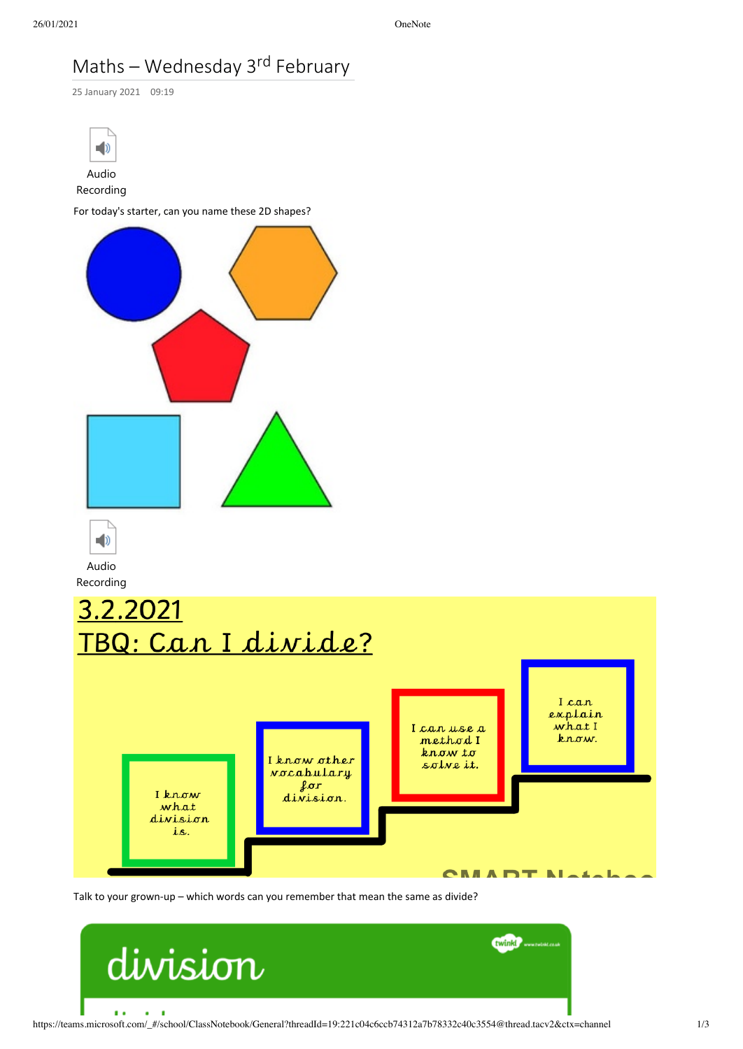# Maths – Wednesday 3rd February

25 January 2021 09:19

Audio Recording

For today's starter, can you name these 2D shapes?

Audio Recording

3.2.2021

TBQ: Can I divide?

I know what division is.

I know other vocabulary for division.

I can use a method I know to solve it.

I can explain what I know.

Talk to your grown-up – which words can you remember that mean the same as divide?

division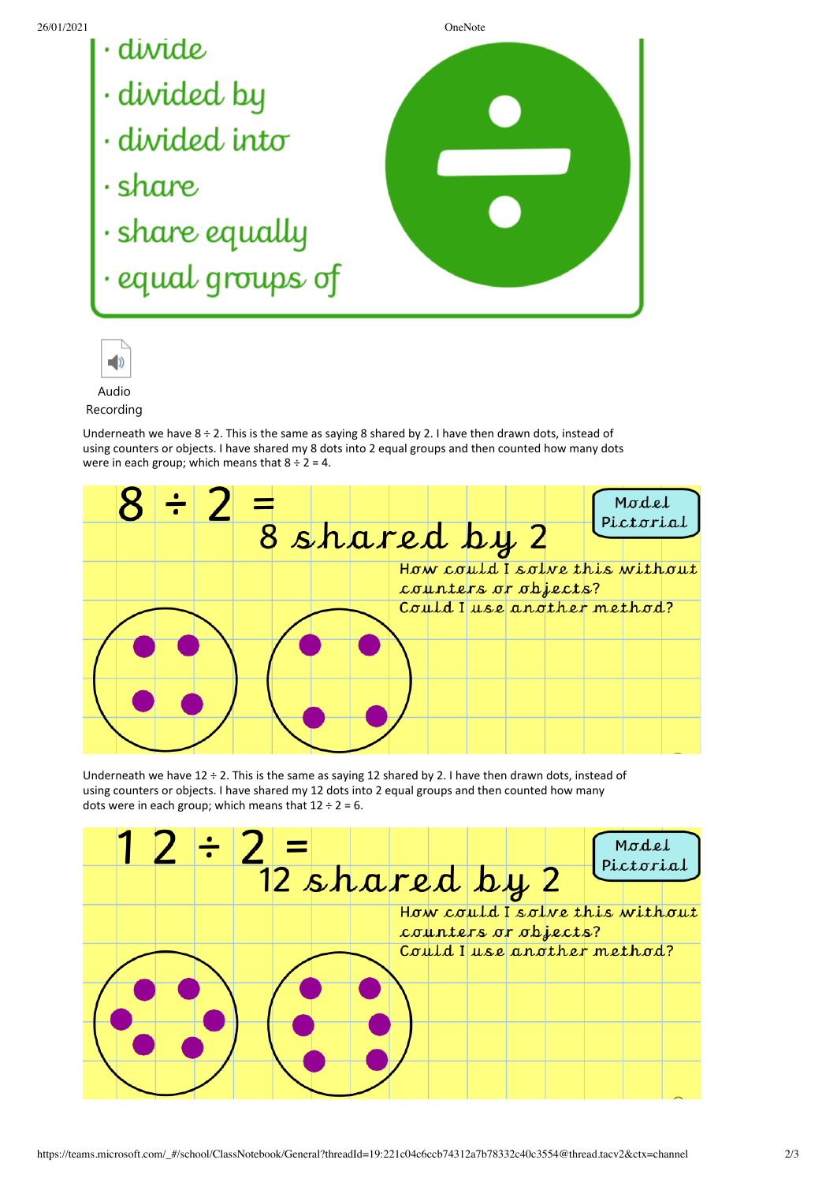- divide
- divided by
- divided into
- share
- share equally
- equal groups of

÷

Audio Recording

Underneath we have 8 ÷ 2. This is the same as saying 8 shared by 2. I have then drawn dots, instead of using counters or objects. I have shared my 8 dots into 2 equal groups and then counted how many dots were in each group; which means that 8 ÷ 2 = 4.

8 ÷ 2 =

8 shared by 2

Model Pictorial

How could I solve this without counters or objects?

Could I use another method?

Underneath we have 12 ÷ 2. This is the same as saying 12 shared by 2. I have then drawn dots, instead of using counters or objects. I have shared my 12 dots into 2 equal groups and then counted how many dots were in each group; which means that 12 ÷ 2 = 6.

12 ÷ 2 =

12 shared by 2

Model Pictorial

How could I solve this without counters or objects?

Could I use another method?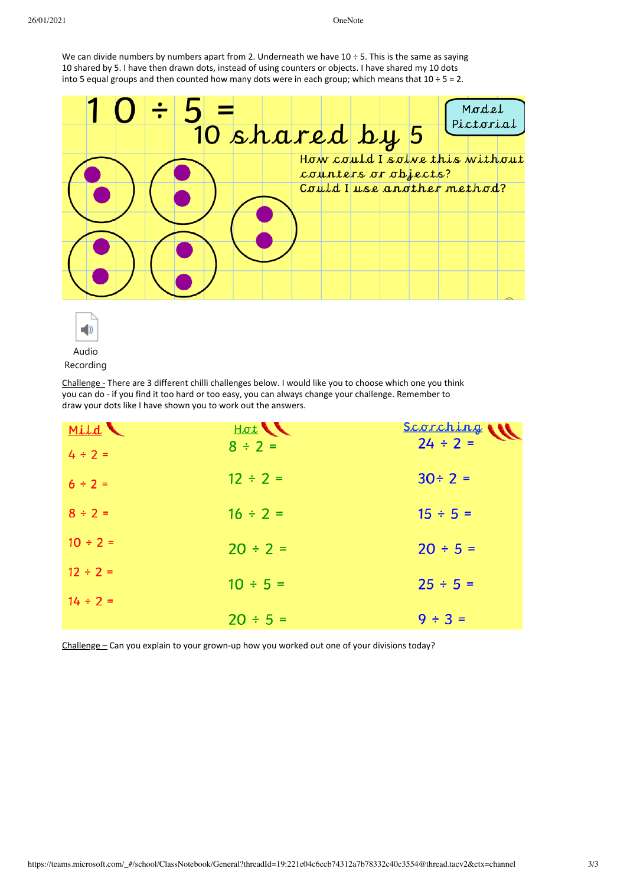We can divide numbers by numbers apart from 2. Underneath we have 10 ÷ 5. This is the same as saying 10 shared by 5. I have then drawn dots, instead of using counters or objects. I have shared my 10 dots into 5 equal groups and then counted how many dots were in each group; which means that 10 ÷ 5 = 2.

10 ÷ 5 =

10 shared by 5

Model Pictorial

How could I solve this without counters or objects?

Could I use another method?

Audio Recording

Challenge - There are 3 different chilli challenges below. I would like you to choose which one you think you can do - if you find it too hard or too easy, you can always change your challenge. Remember to draw your dots like I have shown you to work out the answers.

| Mild | Hot | Scorching |
|---|---|---|
| 4 ÷ 2 = | 8 ÷ 2 = | 24 ÷ 2 = |
| 6 ÷ 2 = | 12 ÷ 2 = | 30÷ 2 = |
| 8 ÷ 2 = | 16 ÷ 2 = | 15 ÷ 5 = |
| 10 ÷ 2 = | 20 ÷ 2 = | 20 ÷ 5 = |
| 12 ÷ 2 = | 10 ÷ 5 = | 25 ÷ 5 = |
| 14 ÷ 2 = | 20 ÷ 5 = | 9 ÷ 3 = |

Challenge – Can you explain to your grown-up how you worked out one of your divisions today?